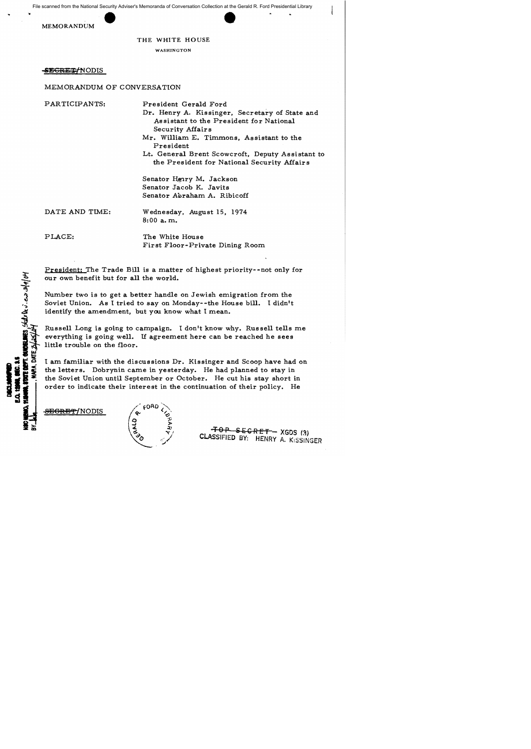MEMORANDUM

THE WHITE HOUSE

WASHINGTON

~~SECRET~~/NODIS

MEMORANDUM OF CONVERSATION

PARTICIPANTS:
President Gerald Ford
Dr. Henry A. Kissinger, Secretary of State and Assistant to the President for National Security Affairs
Mr. William E. Timmons, Assistant to the President
Lt. General Brent Scowcroft, Deputy Assistant to the President for National Security Affairs

Senator Henry M. Jackson
Senator Jacob K. Javits
Senator Abraham A. Ribicoff

DATE AND TIME:
Wednesday, August 15, 1974
8:00 a.m.

PLACE:
The White House
First Floor-Private Dining Room

President: The Trade Bill is a matter of highest priority--not only for our own benefit but for all the world.

Number two is to get a better handle on Jewish emigration from the Soviet Union. As I tried to say on Monday--the House bill. I didn't identify the amendment, but you know what I mean.

Russell Long is going to campaign. I don't know why. Russell tells me everything is going well. If agreement here can be reached he sees little trouble on the floor.

I am familiar with the discussions Dr. Kissinger and Scoop have had on the letters. Dobrynin came in yesterday. He had planned to stay in the Soviet Union until September or October. He cut his stay short in order to indicate their interest in the continuation of their policy. He

~~SECRET~~/NODIS

~~TOP SECRET~~ - XGDS (3)
CLASSIFIED BY: HENRY A. KISSINGER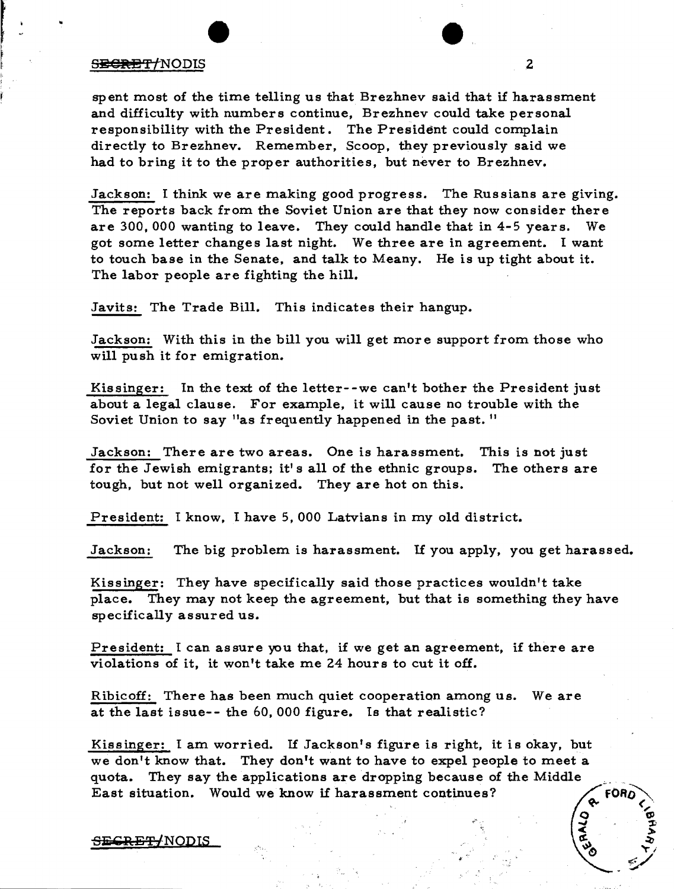spent most of the time telling us that Brezhnev said that if harassment and difficulty with numbers continue, Brezhnev could take personal responsibility with the President. The President could complain directly to Brezhnev. Remember, Scoop, they previously said we had to bring it to the proper authorities, but never to Brezhnev.

Jackson: I think we are making good progress. The Russians are giving. The reports back from the Soviet Union are that they now consider there are 300,000 wanting to leave. They could handle that in 4-5 years. We got some letter changes last night. We three are in agreement. I want to touch base in the Senate, and talk to Meany. He is up tight about it. The labor people are fighting the hill.

Javits: The Trade Bill. This indicates their hangup.

Jackson: With this in the bill you will get more support from those who will push it for emigration.

Kissinger: In the text of the letter--we can't bother the President just about a legal clause. For example, it will cause no trouble with the Soviet Union to say "as frequently happened in the past."

Jackson: There are two areas. One is harassment. This is not just for the Jewish emigrants; it's all of the ethnic groups. The others are tough, but not well organized. They are hot on this.

President: I know, I have 5,000 Latvians in my old district.

Jackson: The big problem is harassment. If you apply, you get harassed.

Kissinger: They have specifically said those practices wouldn't take place. They may not keep the agreement, but that is something they have specifically assured us.

President: I can assure you that, if we get an agreement, if there are violations of it, it won't take me 24 hours to cut it off.

Ribicoff: There has been much quiet cooperation among us. We are at the last issue-- the 60,000 figure. Is that realistic?

Kissinger: I am worried. If Jackson's figure is right, it is okay, but we don't know that. They don't want to have to expel people to meet a quota. They say the applications are dropping because of the Middle East situation. Would we know if harassment continues?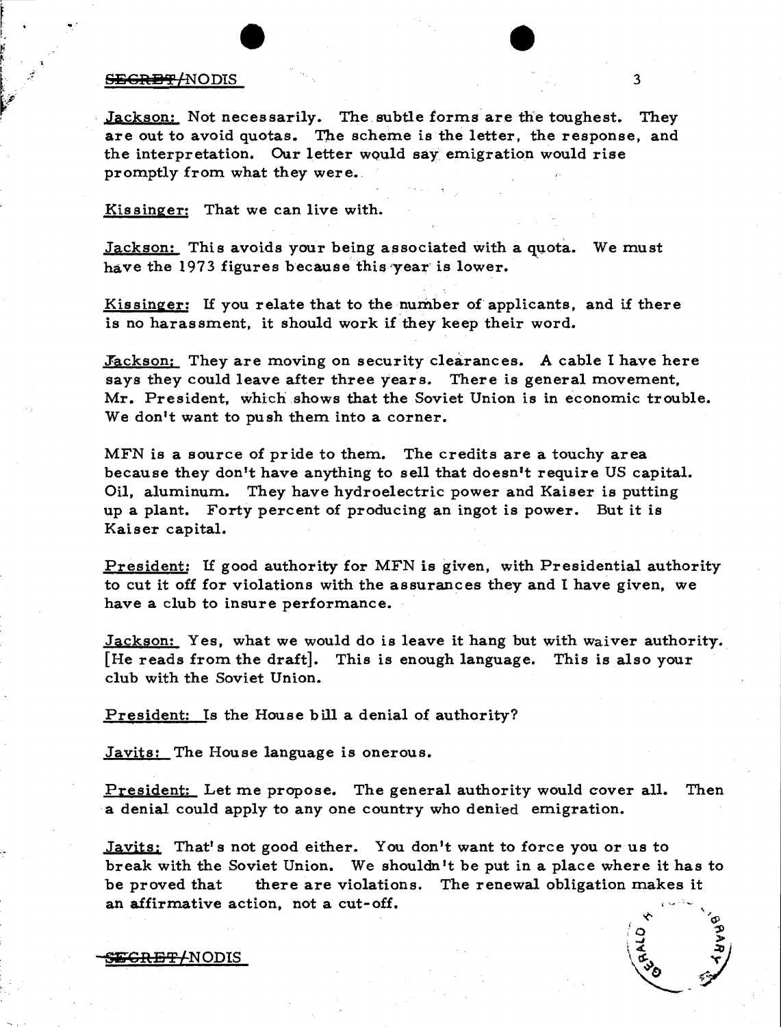Jackson: Not necessarily. The subtle forms are the toughest. They are out to avoid quotas. The scheme is the letter, the response, and the interpretation. Our letter would say emigration would rise promptly from what they were.

Kissinger: That we can live with.

Jackson: This avoids your being associated with a quota. We must have the 1973 figures because this year is lower.

Kissinger: If you relate that to the number of applicants, and if there is no harassment, it should work if they keep their word.

Jackson: They are moving on security clearances. A cable I have here says they could leave after three years. There is general movement, Mr. President, which shows that the Soviet Union is in economic trouble. We don't want to push them into a corner.

MFN is a source of pride to them. The credits are a touchy area because they don't have anything to sell that doesn't require US capital. Oil, aluminum. They have hydroelectric power and Kaiser is putting up a plant. Forty percent of producing an ingot is power. But it is Kaiser capital.

President: If good authority for MFN is given, with Presidential authority to cut it off for violations with the assurances they and I have given, we have a club to insure performance.

Jackson: Yes, what we would do is leave it hang but with waiver authority. [He reads from the draft]. This is enough language. This is also your club with the Soviet Union.

President: Is the House bill a denial of authority?

Javits: The House language is onerous.

President: Let me propose. The general authority would cover all. Then a denial could apply to any one country who denied emigration.

Javits: That's not good either. You don't want to force you or us to break with the Soviet Union. We shouldn't be put in a place where it has to be proved that there are violations. The renewal obligation makes it an affirmative action, not a cut-off.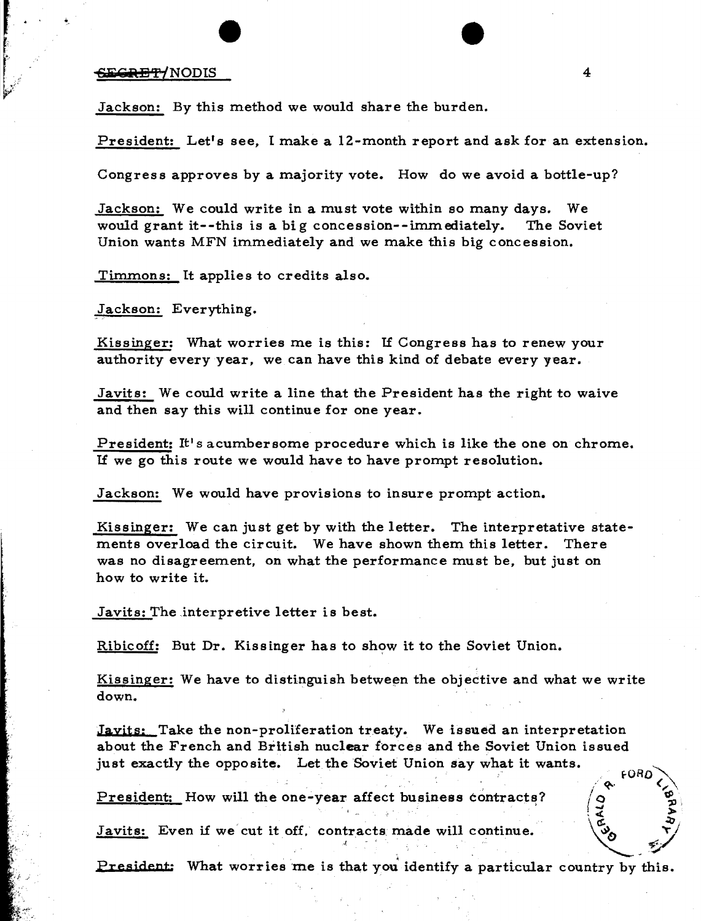SECRET/NODIS

Jackson: By this method we would share the burden.

President: Let's see, I make a 12-month report and ask for an extension.

Congress approves by a majority vote. How do we avoid a bottle-up?

Jackson: We could write in a must vote within so many days. We would grant it--this is a big concession--immediately. The Soviet Union wants MFN immediately and we make this big concession.

Timmons: It applies to credits also.

Jackson: Everything.

Kissinger: What worries me is this: If Congress has to renew your authority every year, we can have this kind of debate every year.

Javits: We could write a line that the President has the right to waive and then say this will continue for one year.

President: It's acumbersome procedure which is like the one on chrome. If we go this route we would have to have prompt resolution.

Jackson: We would have provisions to insure prompt action.

Kissinger: We can just get by with the letter. The interpretative statements overload the circuit. We have shown them this letter. There was no disagreement, on what the performance must be, but just on how to write it.

Javits: The interpretive letter is best.

Ribicoff: But Dr. Kissinger has to show it to the Soviet Union.

Kissinger: We have to distinguish between the objective and what we write down.

Javits: Take the non-proliferation treaty. We issued an interpretation about the French and British nuclear forces and the Soviet Union issued just exactly the opposite. Let the Soviet Union say what it wants.

President: How will the one-year affect business contracts?

Javits: Even if we cut it off, contracts made will continue.

President: What worries me is that you identify a particular country by this.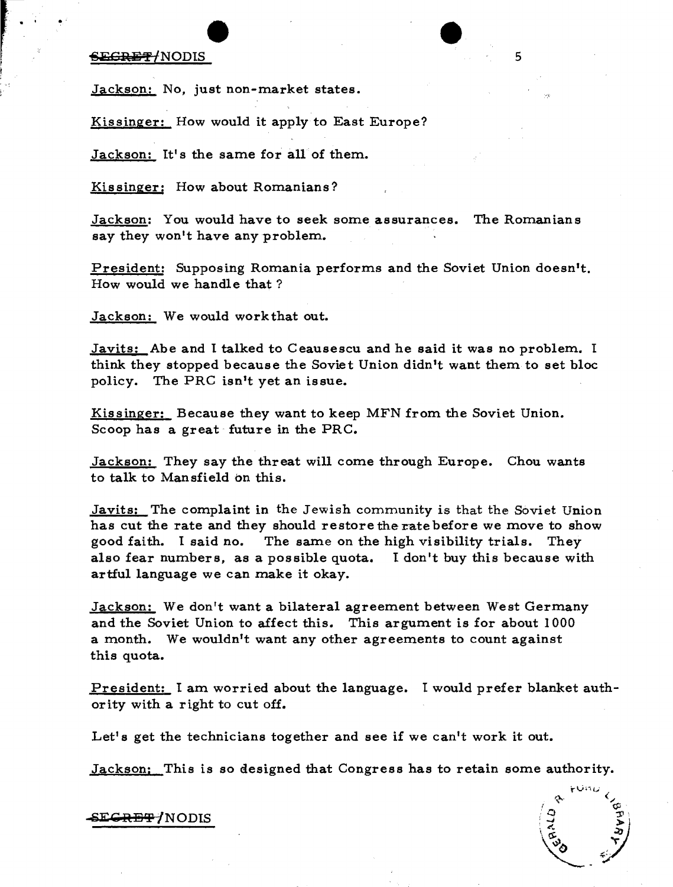Jackson: No, just non-market states.

Kissinger: How would it apply to East Europe?

Jackson: It's the same for all of them.

Kissinger: How about Romanians?

Jackson: You would have to seek some assurances. The Romanians say they won't have any problem.

President: Supposing Romania performs and the Soviet Union doesn't. How would we handle that ?

Jackson: We would work that out.

Javits: Abe and I talked to Ceausescu and he said it was no problem. I think they stopped because the Soviet Union didn't want them to set bloc policy. The PRC isn't yet an issue.

Kissinger: Because they want to keep MFN from the Soviet Union. Scoop has a great future in the PRC.

Jackson: They say the threat will come through Europe. Chou wants to talk to Mansfield on this.

Javits: The complaint in the Jewish community is that the Soviet Union has cut the rate and they should restore the rate before we move to show good faith. I said no. The same on the high visibility trials. They also fear numbers, as a possible quota. I don't buy this because with artful language we can make it okay.

Jackson: We don't want a bilateral agreement between West Germany and the Soviet Union to affect this. This argument is for about 1000 a month. We wouldn't want any other agreements to count against this quota.

President: I am worried about the language. I would prefer blanket authority with a right to cut off.

Let's get the technicians together and see if we can't work it out.

Jackson: This is so designed that Congress has to retain some authority.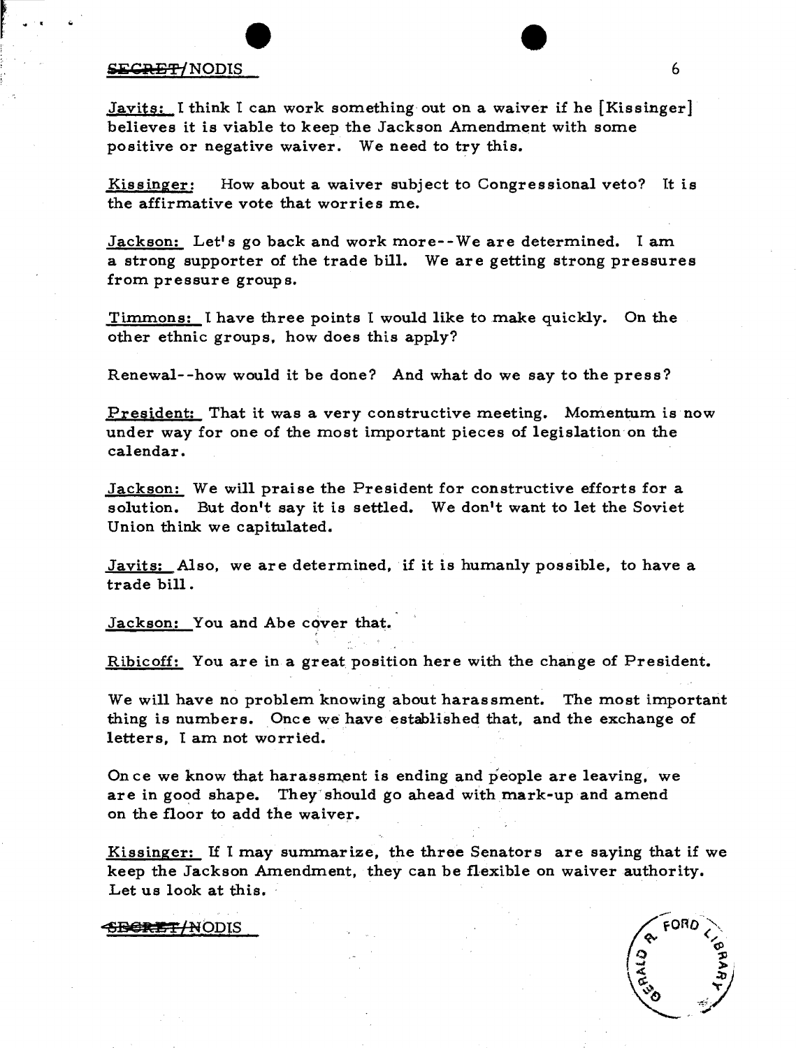Javits: I think I can work something out on a waiver if he [Kissinger] believes it is viable to keep the Jackson Amendment with some positive or negative waiver. We need to try this.

Kissinger: How about a waiver subject to Congressional veto? It is the affirmative vote that worries me.

Jackson: Let's go back and work more--We are determined. I am a strong supporter of the trade bill. We are getting strong pressures from pressure groups.

Timmons: I have three points I would like to make quickly. On the other ethnic groups, how does this apply?

Renewal--how would it be done? And what do we say to the press?

President: That it was a very constructive meeting. Momentum is now under way for one of the most important pieces of legislation on the calendar.

Jackson: We will praise the President for constructive efforts for a solution. But don't say it is settled. We don't want to let the Soviet Union think we capitulated.

Javits: Also, we are determined, if it is humanly possible, to have a trade bill.

Jackson: You and Abe cover that.

Ribicoff: You are in a great position here with the change of President.

We will have no problem knowing about harassment. The most important thing is numbers. Once we have established that, and the exchange of letters, I am not worried.

Once we know that harassment is ending and people are leaving, we are in good shape. They should go ahead with mark-up and amend on the floor to add the waiver.

Kissinger: If I may summarize, the three Senators are saying that if we keep the Jackson Amendment, they can be flexible on waiver authority. Let us look at this.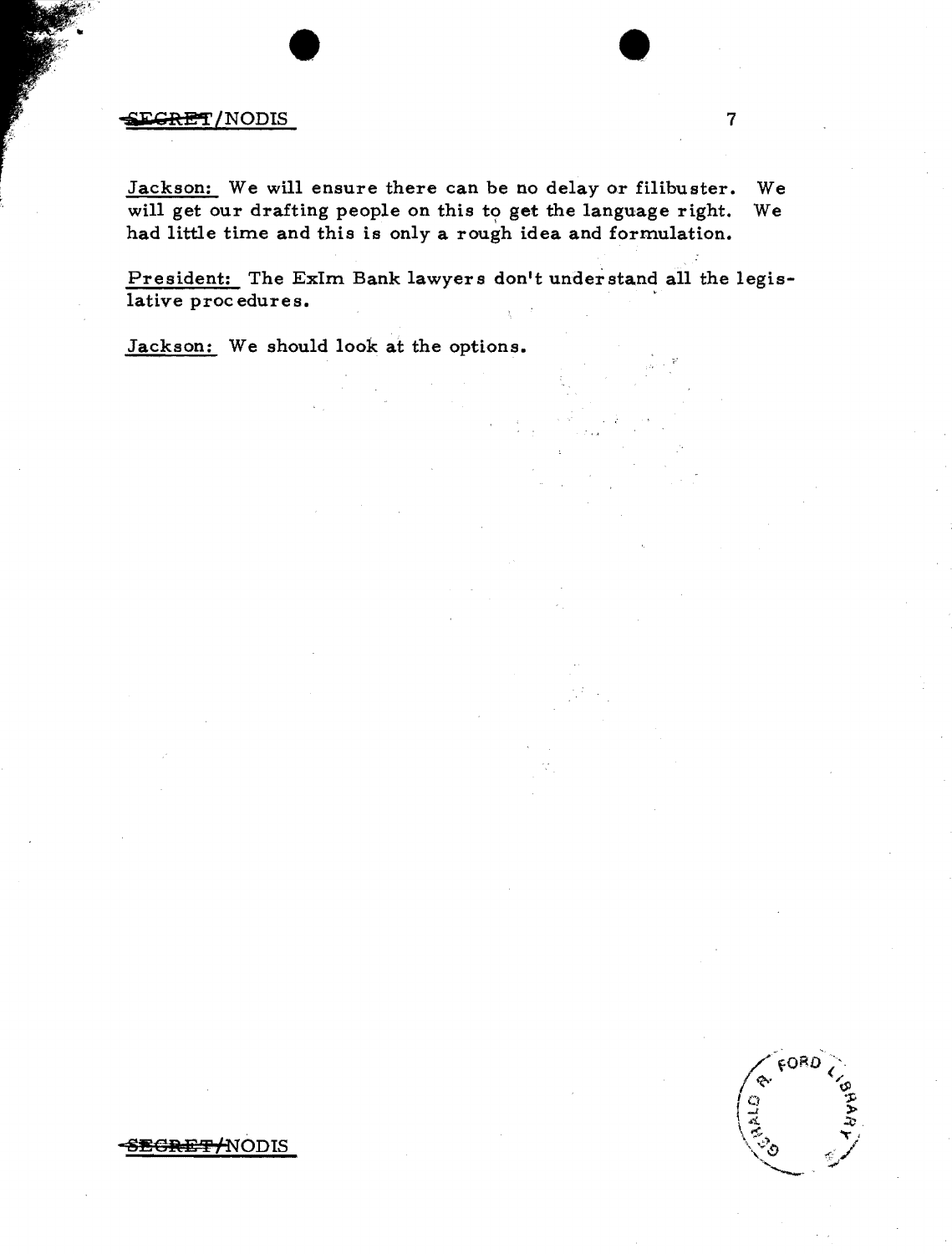**Jackson:** We will ensure there can be no delay or filibuster. We will get our drafting people on this to get the language right. We had little time and this is only a rough idea and formulation.

**President:** The ExIm Bank lawyers don't understand all the legislative procedures.

**Jackson:** We should look at the options.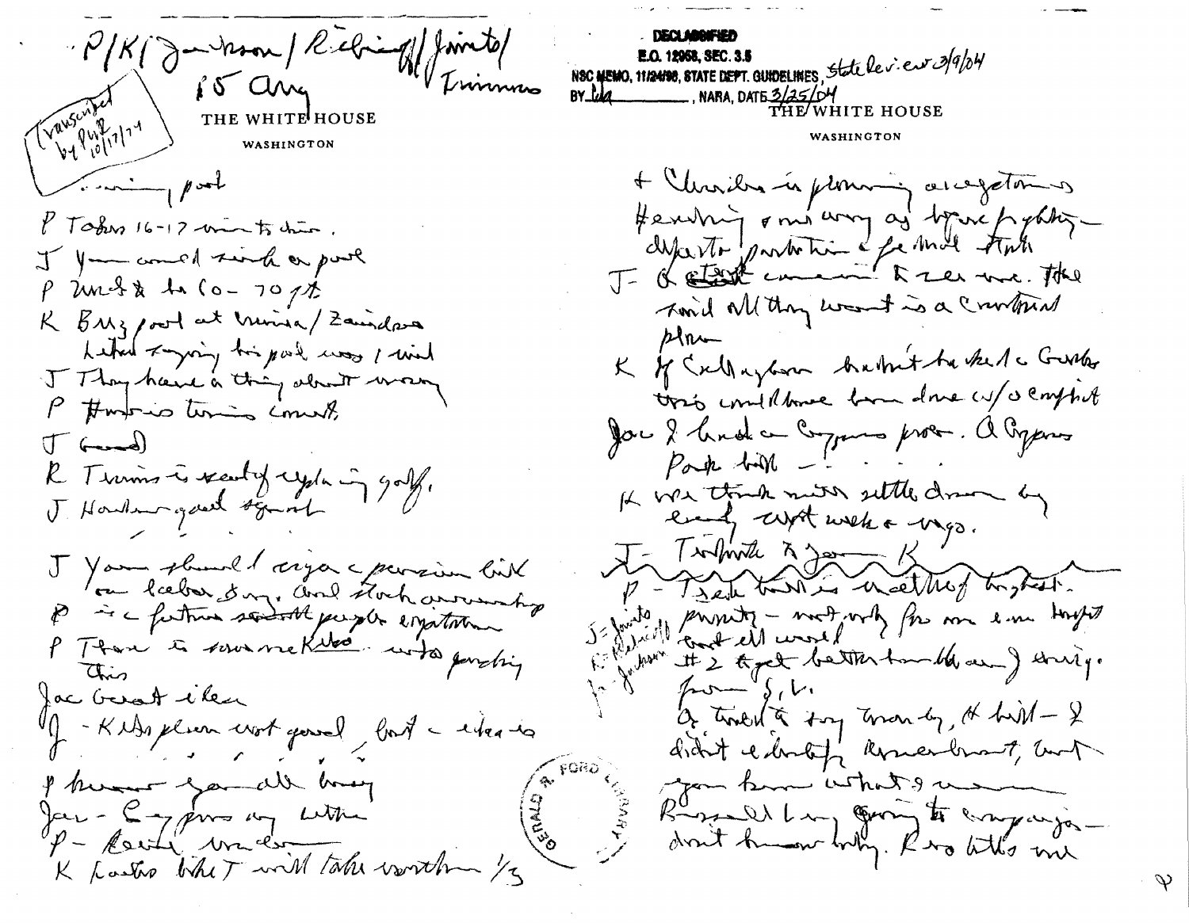P/K/Jackson/Ribicoff/Javits/
15 Aug
Trimmers

Transcribed by PWR 10/17/74

THE WHITE HOUSE

WASHINGTON

... morning post

P Takes 16-17 min to drive.

J You could sink a pool

P Used to be 60-70 ft.

K Bugs pool at Vienna/Zavidovo
Letter saying his pool was 1 wide

J They have a thing about money

P Horowitz is coming concert.

J Good

R Trimmers is tired of playing golf.

J Handsome good spread

J You should sign a pension bill on Labor Day. And stock ownership
P is a future ... people expectation

P There is some ... Kelso ... into funding this

Jac Great idea

J - Kelso plan not good, but ... ideas to

P ...

Jac - Cyprus ... ...

P - ...

K ... will take until the 1/3

DECLASSIFIED
E.O. 12958, SEC. 3.5
NSC MEMO, 11/24/98, STATE DEPT. GUIDELINES, State Review 3/9/04
BY lda, NARA, DATE 3/25/04

THE WHITE HOUSE

WASHINGTON

+ Clerides in planning a negotiations
Henstrig & ... army ... to ... fighting
... ... ... Stats

J - ... concern to ... ... He said all they want is a Constitutional plan

K If Callaghan hadn't backed Clerides
this could have been done w/o conflict

Jac I backed a Cyprus proc. A Cyprus Park bill - . . .

K We think will settle down by end of next week or ...

J - Tribute to you K

P - Trade bill is one of highest priority - not only for our own ... but all world
#2 to get better handle on energy from ...

J=Javits
R=Ribicoff
Ja=Jackson

Q, trade to say ... by, the bill - I didn't ... amendment, but you know what I ...
Russell Long going to ... campaign - don't know why. R no bills ...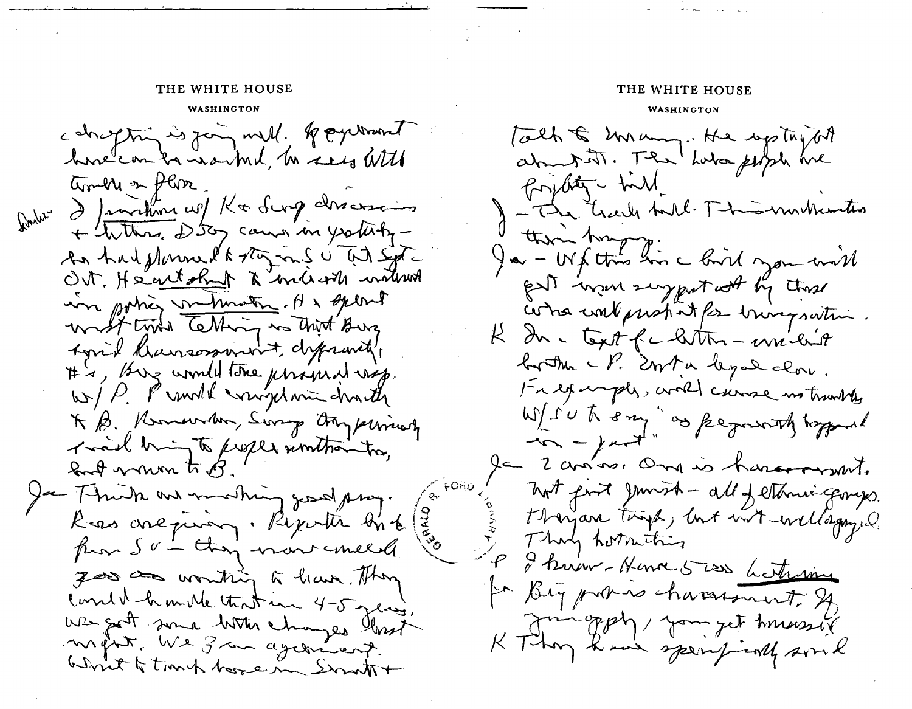THE WHITE HOUSE

WASHINGTON

drafting is going well. If agreement here can be worked, he sees little trouble on floor.

[margin: Jackson] J Jackson w/ K & Sonnenfeldt discussion + letters. Dobrynin came in yesterday — he had planned to stay in SU till Sept–Oct. He acted shocked & indicated without any policy instruction. He spent most time telling us that Brezhnev said harassment, dependents, #'s, Brezhnev would take personal resp. w/ P. P would complain directly to B. Remember, Sonnenfeldt they privately said bring to proper authorities, but now to B.

Ja Think we are making good prog. Russ are giving. Reports back from SU — they now concede 75,000 as wanting to leave. They could handle that in 4–5 years. We got some better changes last night. We 3 are agreement. Want to touch base w/ Scott +

THE WHITE HOUSE

WASHINGTON

talk to Meany. He upstaying (?) about it. The labor people are fighting — bill.

J — The trade bill. This modification their language.

Ja — W/ this in a bill you will get unanimous support by those who will push it for immigration.

K In a text of a letter — we can't [go] further than P. Can't be a legal doc. For example, would cause no trouble w/ SU to say "as frequently happened in — past".

Ja 2 areas. One is harassment. Not just Jewish — all of ethnic groups. They are tough, but not well organized. They hit this

P I know. Hence 5 cos [?] letters

Ja Big prob is harassment. If you apply, you get harassed.

K They have specifically said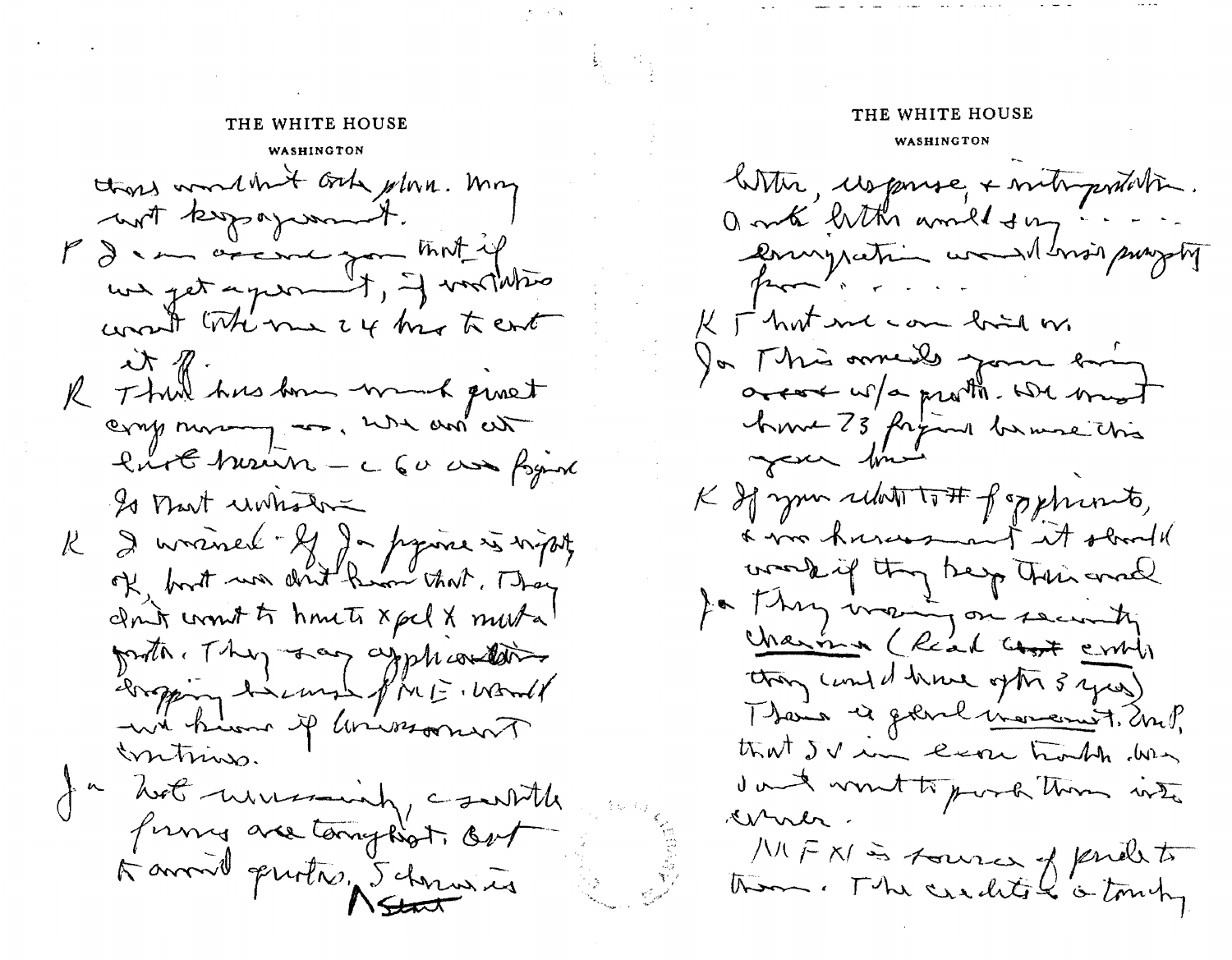THE WHITE HOUSE

WASHINGTON

those wouldn't order plan. May not be agreement.

P I can assure you that if we get agreement, if violations wouldn't take me 24 hrs to end it.

K There has been much quiet emigration. We are at last session — c 60 000 figure. Is that unheard-of

K I worried – If Ja figure is right, ok, but we don't know that. They don't want to have to expel & make a protest. They say applications dropping because of MFN. Would we know if harassment continues.

Ja Not necessarily, a settle figure are tonight. But to avoid quotas, Schwarz is [start]

THE WHITE HOUSE

WASHINGTON

letter, response, & interpretation. A note letter would say .... emigration would rise progressively from : ....

K That we can build on.

Ja This amounts to your being accused w/a protest. We must have 73 figure because this year low

K If you relate to # of applicants, & no harassment it should work if they keep their word

Ja They moving on security clearance (Read cant emigrate they could leave after 3 years) There is good movement. Emp. that SV in economic trouble. We don't want to push them into corner.

MFN is source of pride to them. The credits a touchy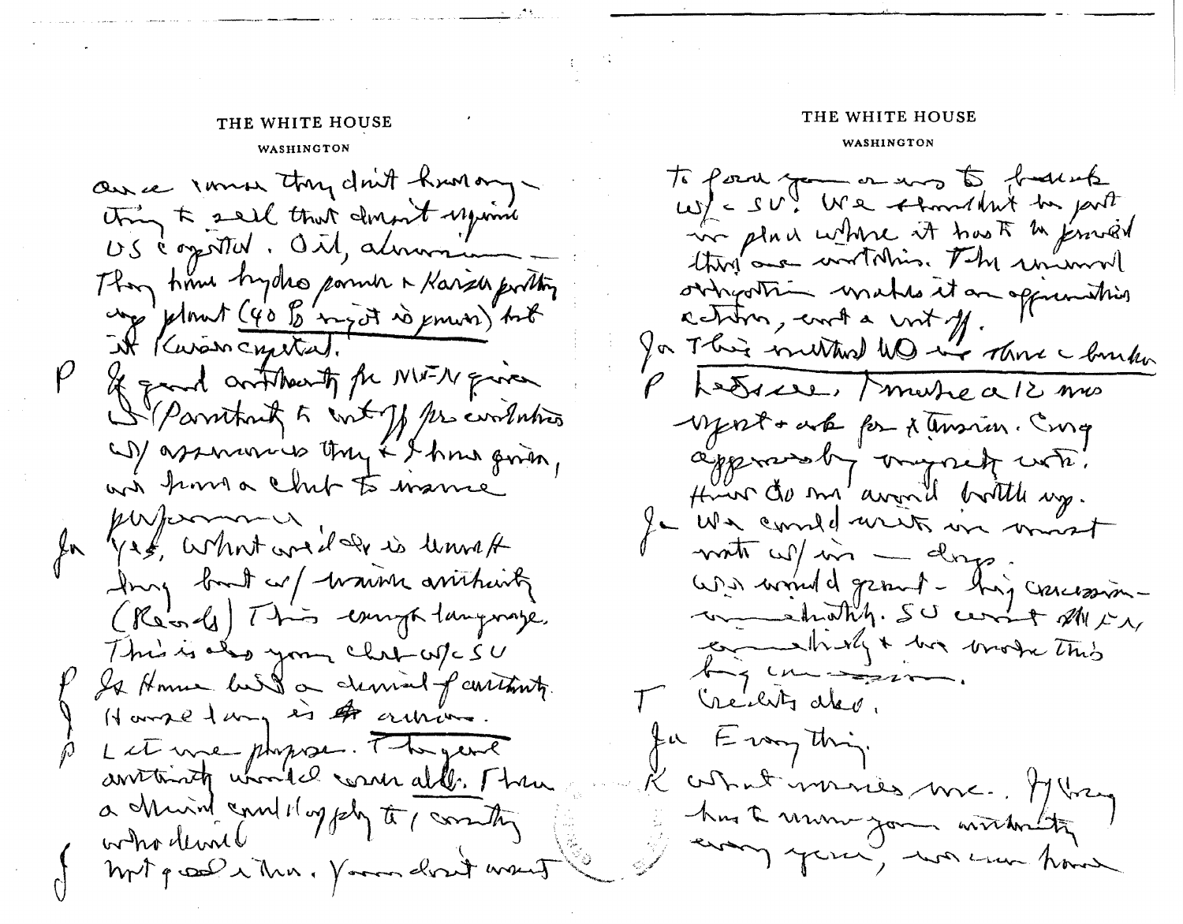THE WHITE HOUSE

WASHINGTON

once more they don't have any-thing to sell that doesn't require US cooperation. Oil, aluminum — They have hydro power & Karsk potting up plant (40% import is power) but it Korean capital.

P If good authority for MFN given S/(Permitting to cut off pre-conditions w/ assurances they & I have given, we have a club to insure performance

Ja Yes, what we'd do is want the long but w/ waiver authority (Records) This enough language. This is also your club w/ SU

P In House bill a denial of authority. House lang is a curious.

P Let me propose. The general authority would cover all. Then a denial could apply to 1 country who denied

J Not good idea. You don't want

THE WHITE HOUSE

WASHINGTON

to force you or any to break w/ SU. We shouldn't be put in place where it has to be proved things are worthwhile. The annual obligation makes it an affirmative action, not a cut off.

Ja This method WD we have a broker

P Let's see, make a 12 mos report & ask for extension. Cong approves by majority vote. How do we avoid bottle up.

Ja We could write in must vote w/ in — days. We would grant - big concession - immediately. SU can't settle immediately & we made this big concession.

T Credits also.

Ja Everything.

K What worries me. If Cong has to renew your authority every year, we can have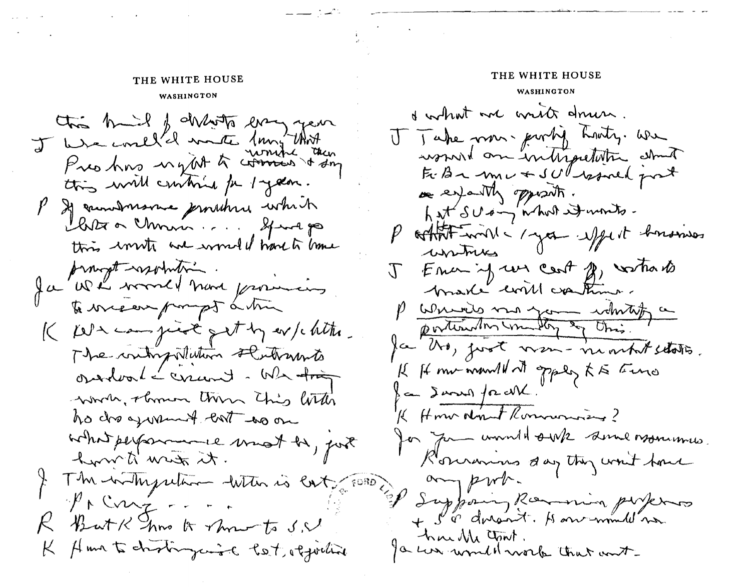THE WHITE HOUSE

WASHINGTON

this kind of debate every year

J We could write language that Pres has right to waive then announce & say this will continue for 1 year.

P If cumbersome procedure which later on Chinese . . . If we go this route we would have to have prompt resolution.

Ja We would have provisions to ensure prompt action

K We can just get by w/ letter. The interpretation statements overlook the issue. We try words, & hence the letter has disagreement but no on what performance must be, just how to write it.

J The interpretation letter is best.

P & Cong . . . .

R But K has to show to S.U

K How to distinguish bet. objective

THE WHITE HOUSE

WASHINGTON

& what we write down.

J Take non-proliferation treaty. We issued an interpretation about FRG & us & SU issued just exactly opposite.

Let SU say what it wants.

P What would 1 yr effect business contracts

J Even if we cut off, contracts trade will continue.

P Would we be identifying a particular country by this.

Ja No, just non-market states.

K How would it apply to E Euro

Ja Same for all.

K How about Romanians?

Ja You would ask some assurances. Romanians say they won't have any prob.

P Supposing Romanian performs & SU doesn't. How would we handle that.

Ja We would work that out.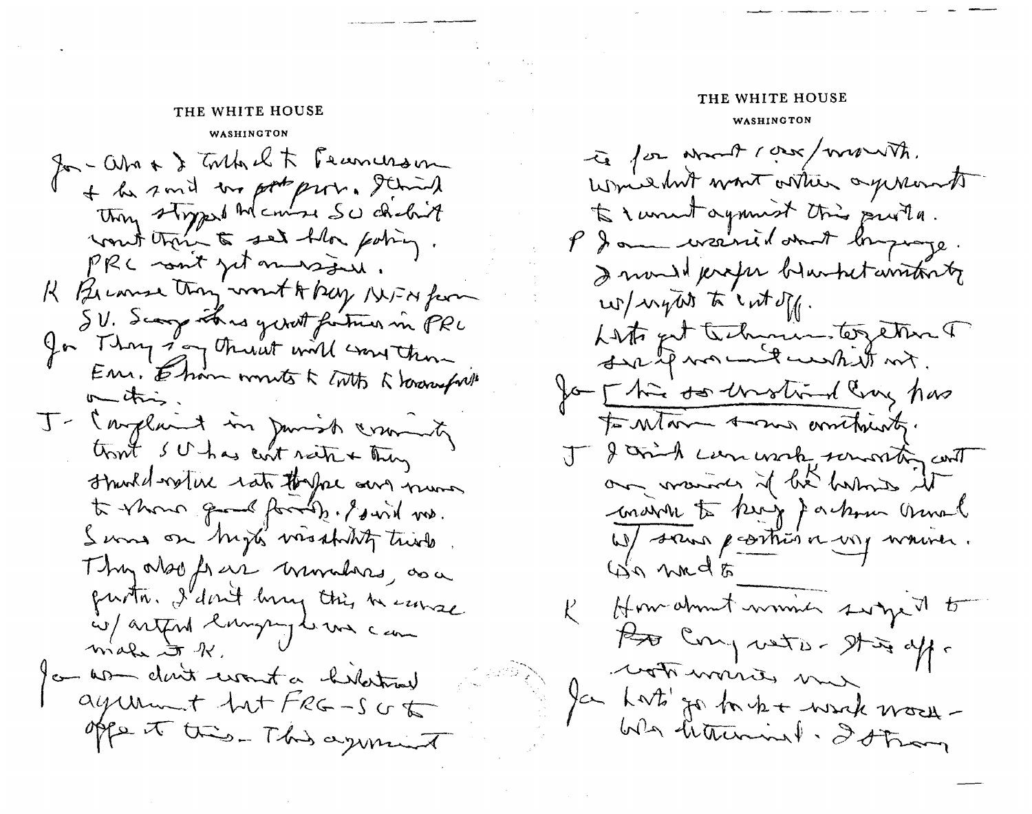THE WHITE HOUSE

WASHINGTON

Ja - Abe + I talked to Feuerstein + he said no prob. I think they stopped because SU didn't want them to set the policy. PRC won't get a message.

K Because they want to keep MFN from SU. Scoop has great features in PRC

Ja They say threat will come then Em. Efron wants to talk to Scoop first on this.

J - Complaint in Jewish community that SU has cut rate + they should restore rate they are now to show good faith. I said no. Same on high visibility trials. They also fear numbers, as a quota. I don't buy this because w/ artful language we can make it K.

Ja We don't want a bilateral agreement but FRG-SU to offset this. This agreement

THE WHITE HOUSE

WASHINGTON

is for about 1,000/month. Wouldn't want other agreements to count against this quota.

P I am worried about language. I would prefer blanket authority w/ right to cut off.

Let's get technicians together + see if we can't work it out.

Ja [This so construed Cong has to retain some authority.

J I think can work something out on waiver if he K belongs it wants to keep Jackson Vanik w/ some position on my waiver. We need to

K How about waiver subject to Cong veto. It is off. with waiver now

Ja Let's go back + work words - be determined. I strong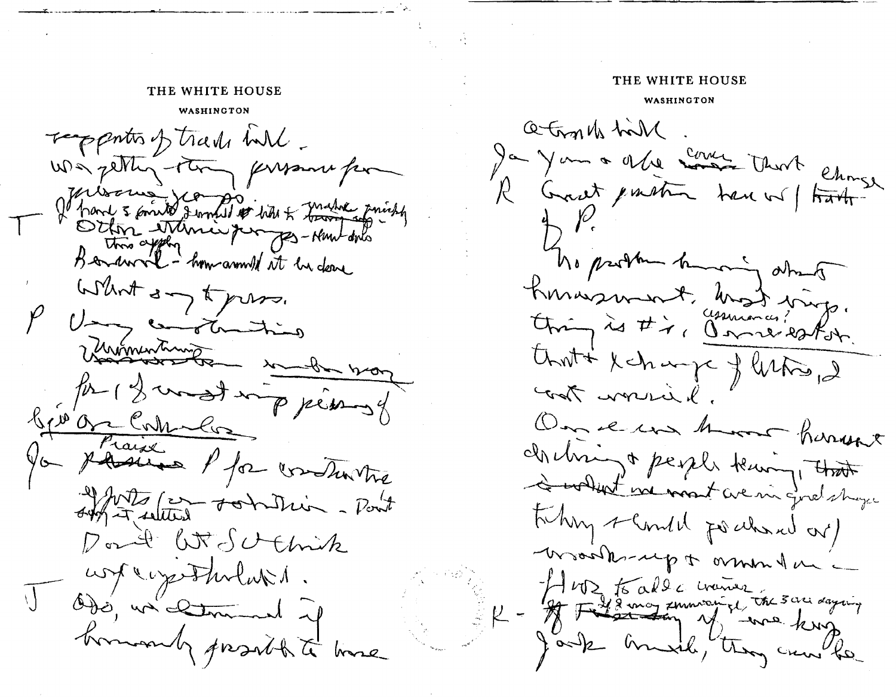THE WHITE HOUSE

WASHINGTON

supporters of trade bill.

We're getting strong pressure from

Jackson group.

T — I have 3 points I would [?] bill & make quickly

Other strong groups – Human dets [?]

this applying

Ballard – how would it be done

What say to press.

P — Very constructive

Momentum [?] underway

for 1 of most imp pieces of

bills are Cont[?]

Ja — Praise P for constructive

efforts for solution – Don't

say it settled

Don't let SU think

we're capitulated.

J — Also, we determined if

humanly possible to have

---

THE WHITE HOUSE

WASHINGTON

a trade bill.

Ja — You a the corner that change

R — Great position here w/ [?]

of P.

No problem having about

harassment, most imp.

thing is #'s. assurances? Our effort.

That exchange of letters, I

can't worried.

Once we know harassment

declining & people leaving, that

is what we want are in good shape

Today & would go ahead w/

mark-up & amend a

flows to allow waiver.

K — If 2 more [?] saying, the 3rd saying

we know

Jack Javits, they can be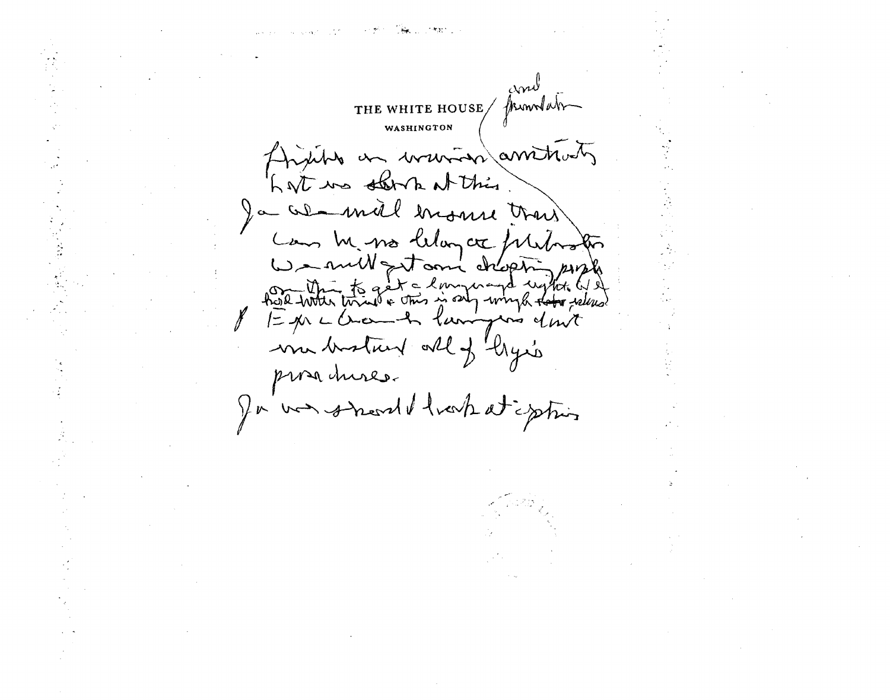THE WHITE HOUSE
WASHINGTON

and foundation

Shifts in warrior authority
but no shock at this.

Ja ad- mill income than
can be no delay at filibuster
We will get some changing people
on this to get a language right. We
hold better time & this is only enough later issues

Exp a Chamber lawyers don't
understand all of Hyde's
procedures.

Ja we should look at options